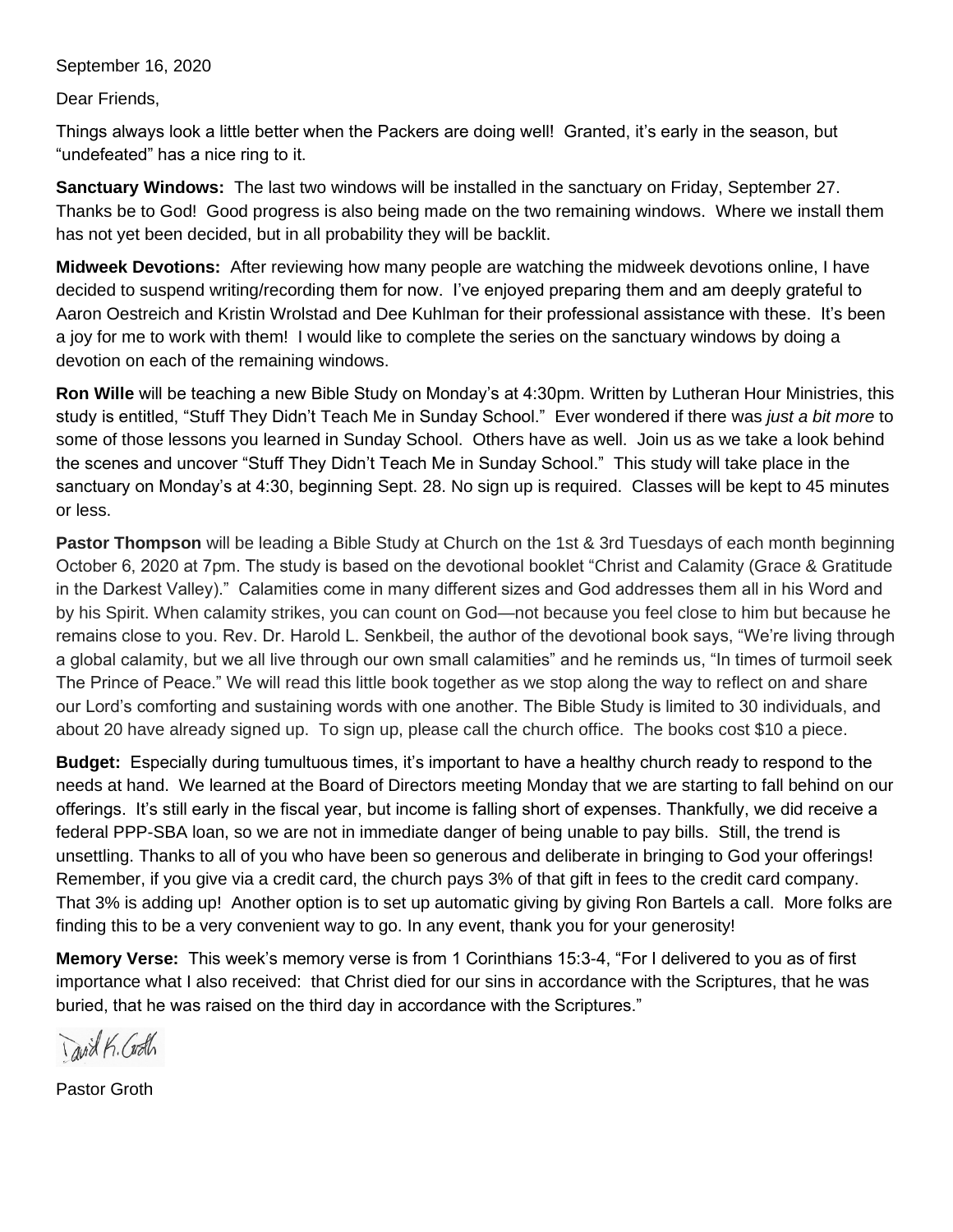September 16, 2020

Dear Friends,

Things always look a little better when the Packers are doing well! Granted, it's early in the season, but "undefeated" has a nice ring to it.

**Sanctuary Windows:** The last two windows will be installed in the sanctuary on Friday, September 27. Thanks be to God! Good progress is also being made on the two remaining windows. Where we install them has not yet been decided, but in all probability they will be backlit.

**Midweek Devotions:** After reviewing how many people are watching the midweek devotions online, I have decided to suspend writing/recording them for now. I've enjoyed preparing them and am deeply grateful to Aaron Oestreich and Kristin Wrolstad and Dee Kuhlman for their professional assistance with these. It's been a joy for me to work with them! I would like to complete the series on the sanctuary windows by doing a devotion on each of the remaining windows.

**Ron Wille** will be teaching a new Bible Study on Monday's at 4:30pm. Written by Lutheran Hour Ministries, this study is entitled, "Stuff They Didn't Teach Me in Sunday School." Ever wondered if there was *just a bit more* to some of those lessons you learned in Sunday School. Others have as well. Join us as we take a look behind the scenes and uncover "Stuff They Didn't Teach Me in Sunday School." This study will take place in the sanctuary on Monday's at 4:30, beginning Sept. 28. No sign up is required. Classes will be kept to 45 minutes or less.

**Pastor Thompson** will be leading a Bible Study at Church on the 1st & 3rd Tuesdays of each month beginning October 6, 2020 at 7pm. The study is based on the devotional booklet "Christ and Calamity (Grace & Gratitude in the Darkest Valley)." Calamities come in many different sizes and God addresses them all in his Word and by his Spirit. When calamity strikes, you can count on God—not because you feel close to him but because he remains close to you. Rev. Dr. Harold L. Senkbeil, the author of the devotional book says, "We're living through a global calamity, but we all live through our own small calamities" and he reminds us, "In times of turmoil seek The Prince of Peace." We will read this little book together as we stop along the way to reflect on and share our Lord's comforting and sustaining words with one another. The Bible Study is limited to 30 individuals, and about 20 have already signed up. To sign up, please call the church office. The books cost $10 a piece.

**Budget:** Especially during tumultuous times, it's important to have a healthy church ready to respond to the needs at hand. We learned at the Board of Directors meeting Monday that we are starting to fall behind on our offerings. It's still early in the fiscal year, but income is falling short of expenses. Thankfully, we did receive a federal PPP-SBA loan, so we are not in immediate danger of being unable to pay bills. Still, the trend is unsettling. Thanks to all of you who have been so generous and deliberate in bringing to God your offerings! Remember, if you give via a credit card, the church pays 3% of that gift in fees to the credit card company. That 3% is adding up! Another option is to set up automatic giving by giving Ron Bartels a call. More folks are finding this to be a very convenient way to go. In any event, thank you for your generosity!

**Memory Verse:** This week's memory verse is from 1 Corinthians 15:3-4, "For I delivered to you as of first importance what I also received: that Christ died for our sins in accordance with the Scriptures, that he was buried, that he was raised on the third day in accordance with the Scriptures."

David K. Groth

Pastor Groth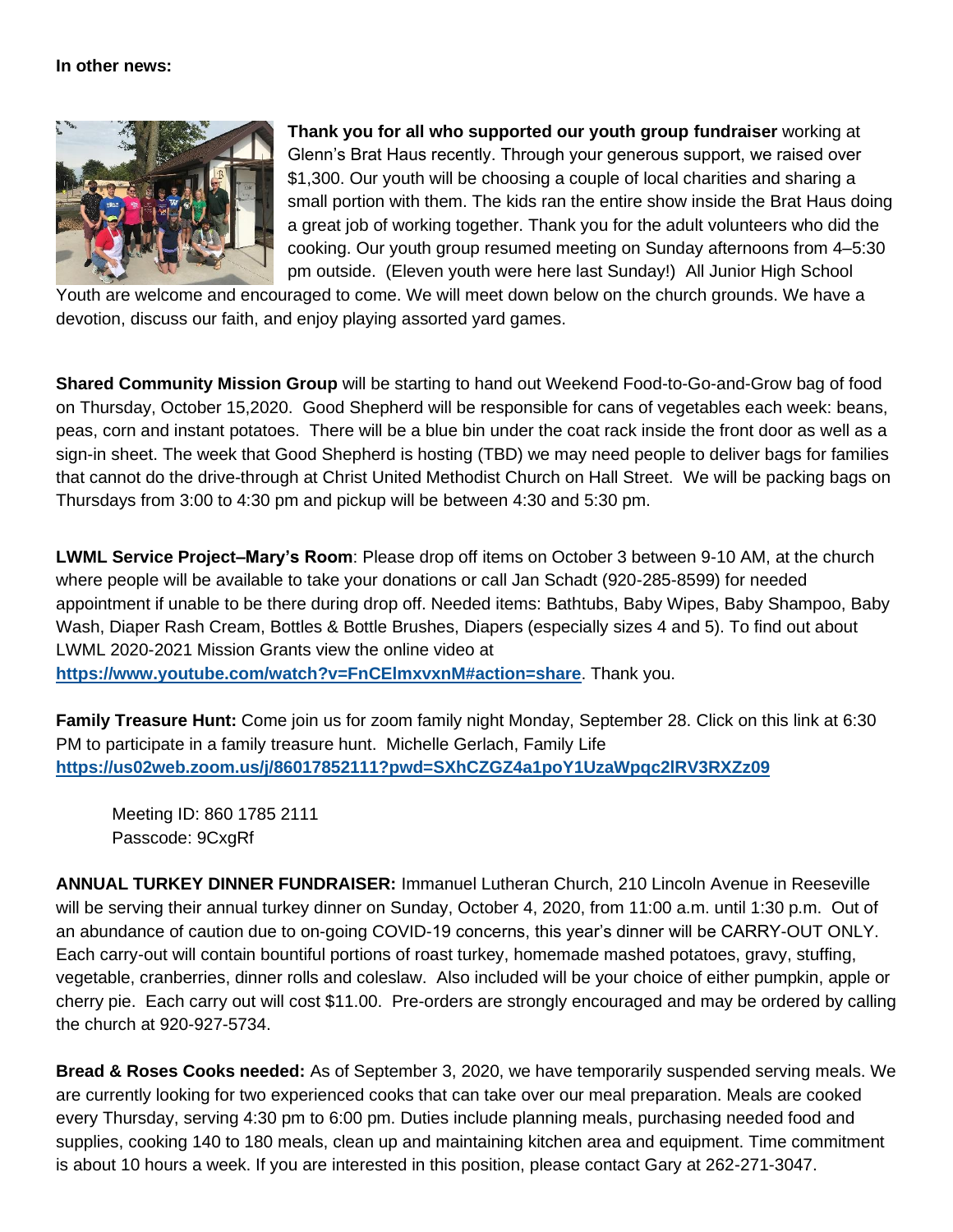**In other news:**

**Thank you for all who supported our youth group fundraiser** working at Glenn's Brat Haus recently. Through your generous support, we raised over $1,300. Our youth will be choosing a couple of local charities and sharing a small portion with them. The kids ran the entire show inside the Brat Haus doing a great job of working together. Thank you for the adult volunteers who did the cooking. Our youth group resumed meeting on Sunday afternoons from 4–5:30 pm outside. (Eleven youth were here last Sunday!) All Junior High School Youth are welcome and encouraged to come. We will meet down below on the church grounds. We have a devotion, discuss our faith, and enjoy playing assorted yard games.

**Shared Community Mission Group** will be starting to hand out Weekend Food-to-Go-and-Grow bag of food on Thursday, October 15,2020. Good Shepherd will be responsible for cans of vegetables each week: beans, peas, corn and instant potatoes. There will be a blue bin under the coat rack inside the front door as well as a sign-in sheet. The week that Good Shepherd is hosting (TBD) we may need people to deliver bags for families that cannot do the drive-through at Christ United Methodist Church on Hall Street. We will be packing bags on Thursdays from 3:00 to 4:30 pm and pickup will be between 4:30 and 5:30 pm.

**LWML Service Project–Mary's Room**: Please drop off items on October 3 between 9-10 AM, at the church where people will be available to take your donations or call Jan Schadt (920-285-8599) for needed appointment if unable to be there during drop off. Needed items: Bathtubs, Baby Wipes, Baby Shampoo, Baby Wash, Diaper Rash Cream, Bottles & Bottle Brushes, Diapers (especially sizes 4 and 5). To find out about LWML 2020-2021 Mission Grants view the online video at **https://www.youtube.com/watch?v=FnCElmxvxnM#action=share**. Thank you.

**Family Treasure Hunt:** Come join us for zoom family night Monday, September 28. Click on this link at 6:30 PM to participate in a family treasure hunt. Michelle Gerlach, Family Life **https://us02web.zoom.us/j/86017852111?pwd=SXhCZGZ4a1poY1UzaWpqc2lRV3RXZz09**

Meeting ID: 860 1785 2111
Passcode: 9CxgRf

**ANNUAL TURKEY DINNER FUNDRAISER:** Immanuel Lutheran Church, 210 Lincoln Avenue in Reeseville will be serving their annual turkey dinner on Sunday, October 4, 2020, from 11:00 a.m. until 1:30 p.m. Out of an abundance of caution due to on-going COVID-19 concerns, this year's dinner will be CARRY-OUT ONLY. Each carry-out will contain bountiful portions of roast turkey, homemade mashed potatoes, gravy, stuffing, vegetable, cranberries, dinner rolls and coleslaw. Also included will be your choice of either pumpkin, apple or cherry pie. Each carry out will cost $11.00. Pre-orders are strongly encouraged and may be ordered by calling the church at 920-927-5734.

**Bread & Roses Cooks needed:** As of September 3, 2020, we have temporarily suspended serving meals. We are currently looking for two experienced cooks that can take over our meal preparation. Meals are cooked every Thursday, serving 4:30 pm to 6:00 pm. Duties include planning meals, purchasing needed food and supplies, cooking 140 to 180 meals, clean up and maintaining kitchen area and equipment. Time commitment is about 10 hours a week. If you are interested in this position, please contact Gary at 262-271-3047.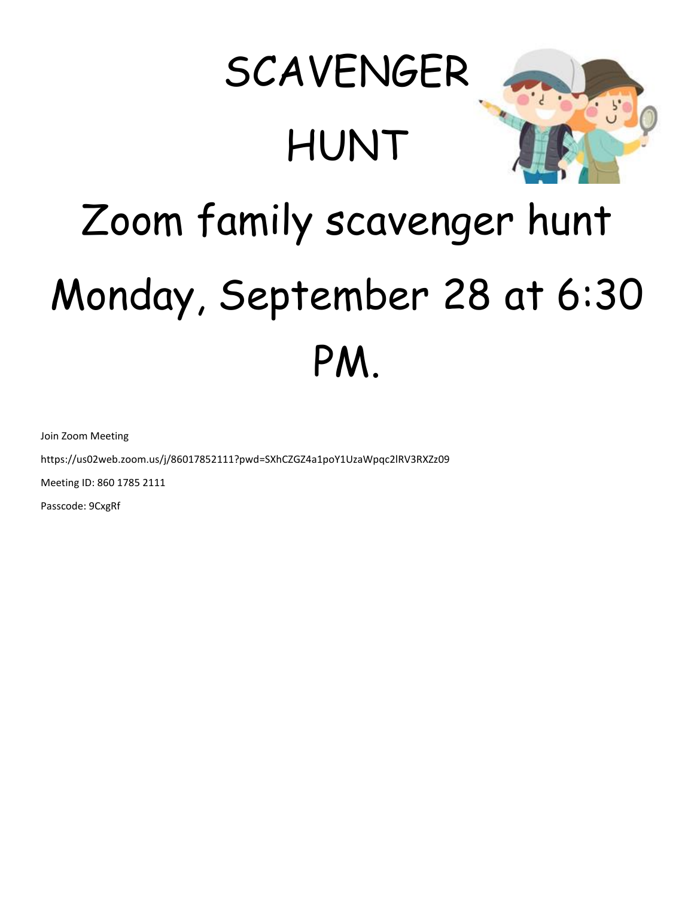# SCAVENGER HUNT

## Zoom family scavenger hunt

## Monday, September 28 at 6:30 PM.

Join Zoom Meeting

https://us02web.zoom.us/j/86017852111?pwd=SXhCZGZ4a1poY1UzaWpqc2lRV3RXZz09

Meeting ID: 860 1785 2111

Passcode: 9CxgRf